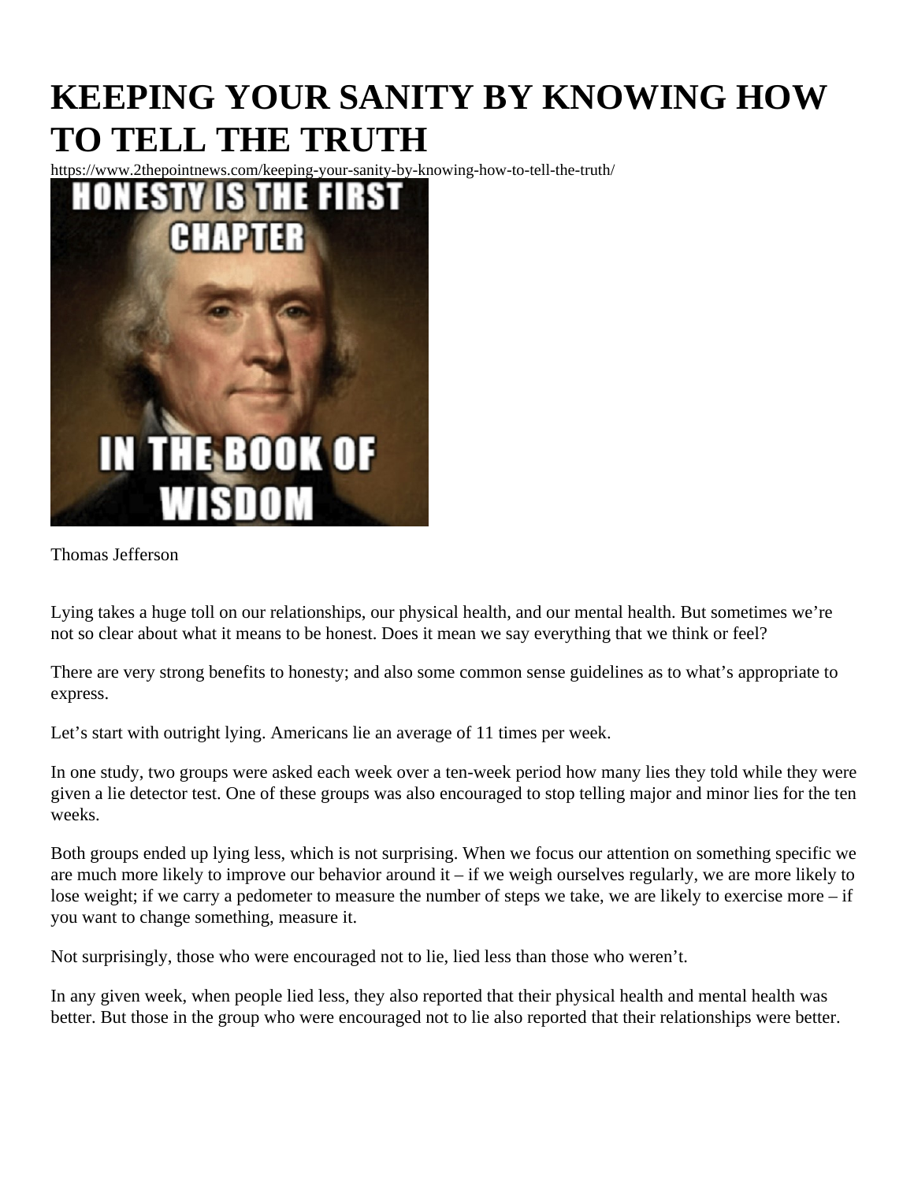# KEEPING YOUR SANITY BY KNOWING HOW TO TELL THE TRUTH

https://www.2thepointnews.com/keeping-your-sanity-by-knowing-how-to-tell-the-truth/

Thomas Jefferson

Lying takes a huge toll on our relationships, our physical health, and our mental health. But sometimes we're not so clear about what it means to be honest. Does it mean we say everything that we think or feel?

There are very strong benefits to honesty; and also some common sense guidelines as to what's appropriate to express.

Let's start with outright lying. Americans lie an average of 11 times per week.

In one study, two groups were asked each week over a ten-week period how many lies they told while they were given a lie detector test. One of these groups was also encouraged to stop telling major and minor lies for the ten weeks.

Both groups ended up lying less, which is not surprising. When we focus our attention on something specific we are much more likely to improve our behavior around it – if we weigh ourselves regularly, we are more likely to lose weight; if we carry a pedometer to measure the number of steps we take, we are likely to exercise more – if you want to change something, measure it.

Not surprisingly, those who were encouraged not to lie, lied less than those who weren't.

In any given week, when people lied less, they also reported that their physical health and mental health was better. But those in the group who were encouraged not to lie also reported that their relationships were better.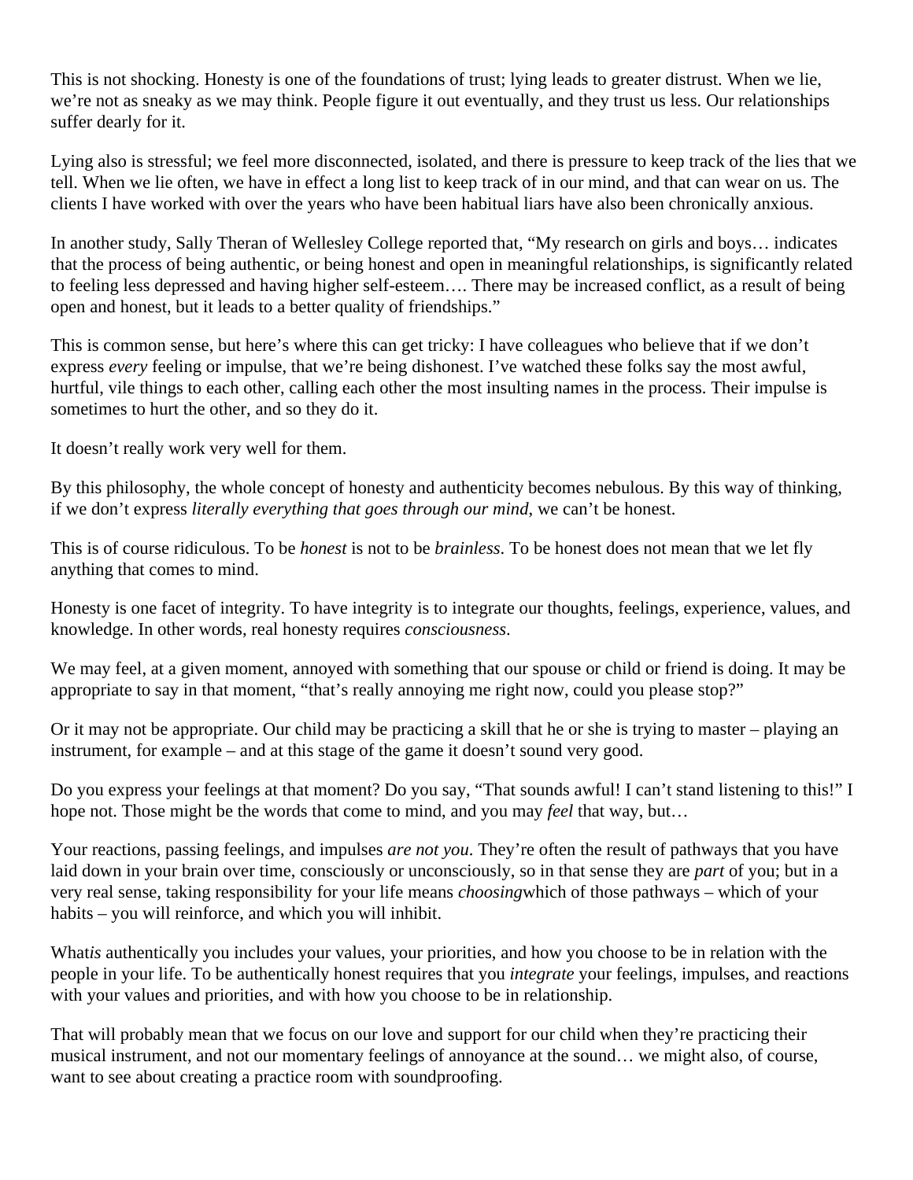This is not shocking. Honesty is one of the foundations of trust; lying leads to greater distrust. When we lie, we're not as sneaky as we may think. People figure it out eventually, and they trust us less. Our relationships suffer dearly for it.

Lying also is stressful; we feel more disconnected, isolated, and there is pressure to keep track of the lies that we tell. When we lie often, we have in effect a long list to keep track of in our mind, and that can wear on us. The clients I have worked with over the years who have been habitual liars have also been chronically anxious.

In another study, Sally Theran of Wellesley College reported that, "My research on girls and boys… indicates that the process of being authentic, or being honest and open in meaningful relationships, is significantly related to feeling less depressed and having higher self-esteem…. There may be increased conflict, as a result of being open and honest, but it leads to a better quality of friendships."

This is common sense, but here's where this can get tricky: I have colleagues who believe that if we don't express *every* feeling or impulse, that we're being dishonest. I've watched these folks say the most awful, hurtful, vile things to each other, calling each other the most insulting names in the process. Their impulse is sometimes to hurt the other, and so they do it.

It doesn't really work very well for them.

By this philosophy, the whole concept of honesty and authenticity becomes nebulous. By this way of thinking, if we don't express *literally everything that goes through our mind*, we can't be honest.

This is of course ridiculous. To be *honest* is not to be *brainless*. To be honest does not mean that we let fly anything that comes to mind.

Honesty is one facet of integrity. To have integrity is to integrate our thoughts, feelings, experience, values, and knowledge. In other words, real honesty requires *consciousness*.

We may feel, at a given moment, annoyed with something that our spouse or child or friend is doing. It may be appropriate to say in that moment, "that's really annoying me right now, could you please stop?"

Or it may not be appropriate. Our child may be practicing a skill that he or she is trying to master – playing an instrument, for example – and at this stage of the game it doesn't sound very good.

Do you express your feelings at that moment? Do you say, "That sounds awful! I can't stand listening to this!" I hope not. Those might be the words that come to mind, and you may *feel* that way, but…

Your reactions, passing feelings, and impulses *are not you*. They're often the result of pathways that you have laid down in your brain over time, consciously or unconsciously, so in that sense they are *part* of you; but in a very real sense, taking responsibility for your life means *choosing*which of those pathways – which of your habits – you will reinforce, and which you will inhibit.

What*is* authentically you includes your values, your priorities, and how you choose to be in relation with the people in your life. To be authentically honest requires that you *integrate* your feelings, impulses, and reactions with your values and priorities, and with how you choose to be in relationship.

That will probably mean that we focus on our love and support for our child when they're practicing their musical instrument, and not our momentary feelings of annoyance at the sound… we might also, of course, want to see about creating a practice room with soundproofing.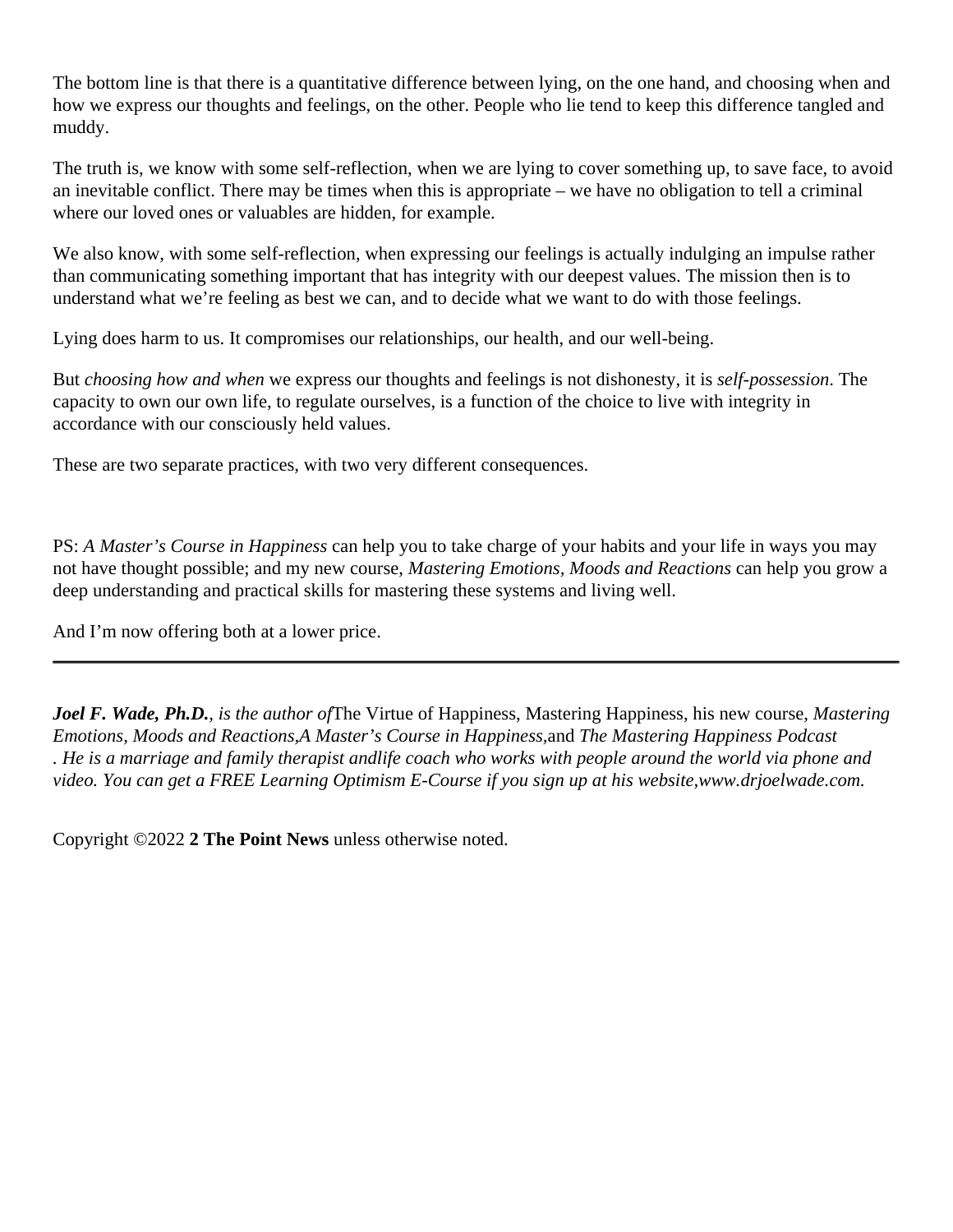The bottom line is that there is a quantitative difference between lying, on the one hand, and choosing when and how we express our thoughts and feelings, on the other. People who lie tend to keep this difference tangled and muddy.

The truth is, we know with some self-reflection, when we are lying to cover something up, to save face, to avoid an inevitable conflict. There may be times when this is appropriate – we have no obligation to tell a criminal where our loved ones or valuables are hidden, for example.

We also know, with some self-reflection, when expressing our feelings is actually indulging an impulse rather than communicating something important that has integrity with our deepest values. The mission then is to understand what we're feeling as best we can, and to decide what we want to do with those feelings.

Lying does harm to us. It compromises our relationships, our health, and our well-being.

But *choosing how and when* we express our thoughts and feelings is not dishonesty, it is *self-possession*. The capacity to own our own life, to regulate ourselves, is a function of the choice to live with integrity in accordance with our consciously held values.

These are two separate practices, with two very different consequences.

PS: *A Master's Course in Happiness* can help you to take charge of your habits and your life in ways you may not have thought possible; and my new course, *Mastering Emotions, Moods and Reactions* can help you grow a deep understanding and practical skills for mastering these systems and living well.

And I'm now offering both at a lower price.

---

***Joel F. Wade, Ph.D.****, is the author of*The Virtue of Happiness, Mastering Happiness, his new course, *Mastering Emotions, Moods and Reactions*,*A Master's Course in Happiness*,and *The Mastering Happiness Podcast*
*. He is a marriage and family therapist andlife coach who works with people around the world via phone and video. You can get a FREE Learning Optimism E-Course if you sign up at his website,www.drjoelwade.com.*

Copyright ©2022 **2 The Point News** unless otherwise noted.